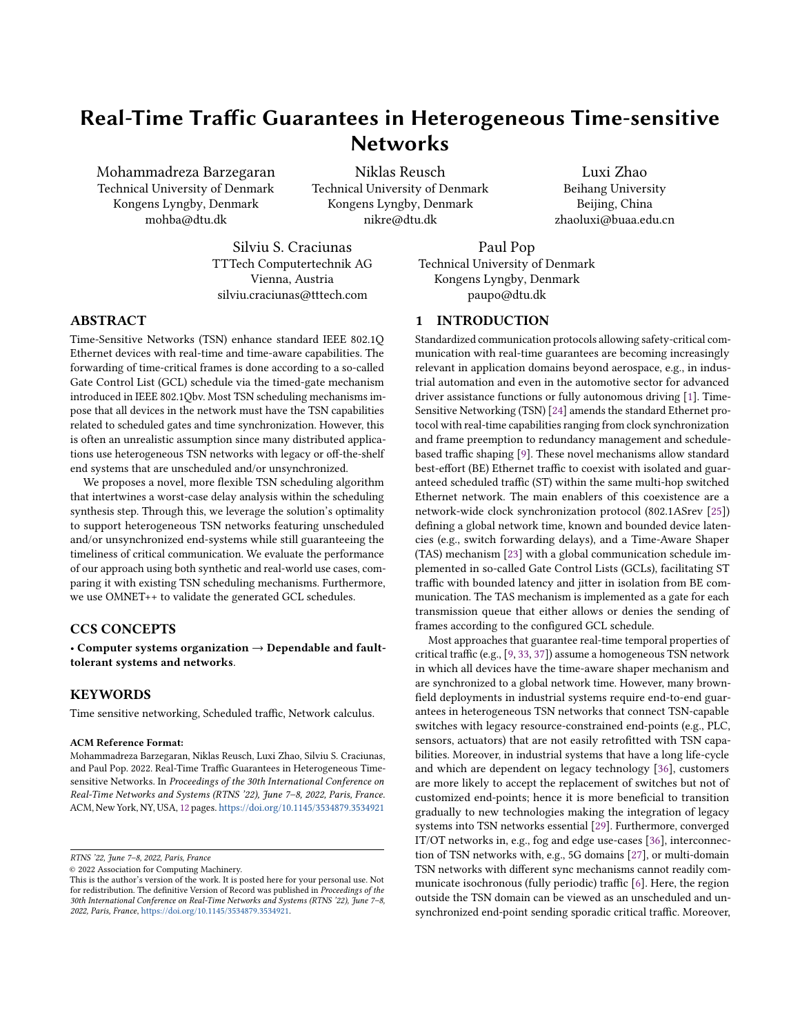# Real-Time Traffic Guarantees in Heterogeneous Time-sensitive Networks

Mohammadreza Barzegaran
Technical University of Denmark
Kongens Lyngby, Denmark
mohba@dtu.dk

Niklas Reusch
Technical University of Denmark
Kongens Lyngby, Denmark
nikre@dtu.dk

Luxi Zhao
Beihang University
Beijing, China
zhaoluxi@buaa.edu.cn

Silviu S. Craciunas
TTTech Computertechnik AG
Vienna, Austria
silviu.craciunas@tttech.com

Paul Pop
Technical University of Denmark
Kongens Lyngby, Denmark
paupo@dtu.dk

## ABSTRACT

Time-Sensitive Networks (TSN) enhance standard IEEE 802.1Q Ethernet devices with real-time and time-aware capabilities. The forwarding of time-critical frames is done according to a so-called Gate Control List (GCL) schedule via the timed-gate mechanism introduced in IEEE 802.1Qbv. Most TSN scheduling mechanisms impose that all devices in the network must have the TSN capabilities related to scheduled gates and time synchronization. However, this is often an unrealistic assumption since many distributed applications use heterogeneous TSN networks with legacy or off-the-shelf end systems that are unscheduled and/or unsynchronized.

We proposes a novel, more flexible TSN scheduling algorithm that intertwines a worst-case delay analysis within the scheduling synthesis step. Through this, we leverage the solution's optimality to support heterogeneous TSN networks featuring unscheduled and/or unsynchronized end-systems while still guaranteeing the timeliness of critical communication. We evaluate the performance of our approach using both synthetic and real-world use cases, comparing it with existing TSN scheduling mechanisms. Furthermore, we use OMNET++ to validate the generated GCL schedules.

## CCS CONCEPTS

• **Computer systems organization → Dependable and fault-tolerant systems and networks**.

## KEYWORDS

Time sensitive networking, Scheduled traffic, Network calculus.

**ACM Reference Format:**

Mohammadreza Barzegaran, Niklas Reusch, Luxi Zhao, Silviu S. Craciunas, and Paul Pop. 2022. Real-Time Traffic Guarantees in Heterogeneous Time-sensitive Networks. In *Proceedings of the 30th International Conference on Real-Time Networks and Systems (RTNS '22), June 7–8, 2022, Paris, France.* ACM, New York, NY, USA, 12 pages. https://doi.org/10.1145/3534879.3534921

*RTNS '22, June 7–8, 2022, Paris, France*

© 2022 Association for Computing Machinery.

This is the author's version of the work. It is posted here for your personal use. Not for redistribution. The definitive Version of Record was published in *Proceedings of the 30th International Conference on Real-Time Networks and Systems (RTNS '22), June 7–8, 2022, Paris, France*, https://doi.org/10.1145/3534879.3534921.

## 1 INTRODUCTION

Standardized communication protocols allowing safety-critical communication with real-time guarantees are becoming increasingly relevant in application domains beyond aerospace, e.g., in industrial automation and even in the automotive sector for advanced driver assistance functions or fully autonomous driving [1]. Time-Sensitive Networking (TSN) [24] amends the standard Ethernet protocol with real-time capabilities ranging from clock synchronization and frame preemption to redundancy management and schedule-based traffic shaping [9]. These novel mechanisms allow standard best-effort (BE) Ethernet traffic to coexist with isolated and guaranteed scheduled traffic (ST) within the same multi-hop switched Ethernet network. The main enablers of this coexistence are a network-wide clock synchronization protocol (802.1ASrev [25]) defining a global network time, known and bounded device latencies (e.g., switch forwarding delays), and a Time-Aware Shaper (TAS) mechanism [23] with a global communication schedule implemented in so-called Gate Control Lists (GCLs), facilitating ST traffic with bounded latency and jitter in isolation from BE communication. The TAS mechanism is implemented as a gate for each transmission queue that either allows or denies the sending of frames according to the configured GCL schedule.

Most approaches that guarantee real-time temporal properties of critical traffic (e.g., [9, 33, 37]) assume a homogeneous TSN network in which all devices have the time-aware shaper mechanism and are synchronized to a global network time. However, many brownfield deployments in industrial systems require end-to-end guarantees in heterogeneous TSN networks that connect TSN-capable switches with legacy resource-constrained end-points (e.g., PLC, sensors, actuators) that are not easily retrofitted with TSN capabilities. Moreover, in industrial systems that have a long life-cycle and which are dependent on legacy technology [36], customers are more likely to accept the replacement of switches but not of customized end-points; hence it is more beneficial to transition gradually to new technologies making the integration of legacy systems into TSN networks essential [29]. Furthermore, converged IT/OT networks in, e.g., fog and edge use-cases [36], interconnection of TSN networks with, e.g., 5G domains [27], or multi-domain TSN networks with different sync mechanisms cannot readily communicate isochronous (fully periodic) traffic [6]. Here, the region outside the TSN domain can be viewed as an unscheduled and unsynchronized end-point sending sporadic critical traffic. Moreover,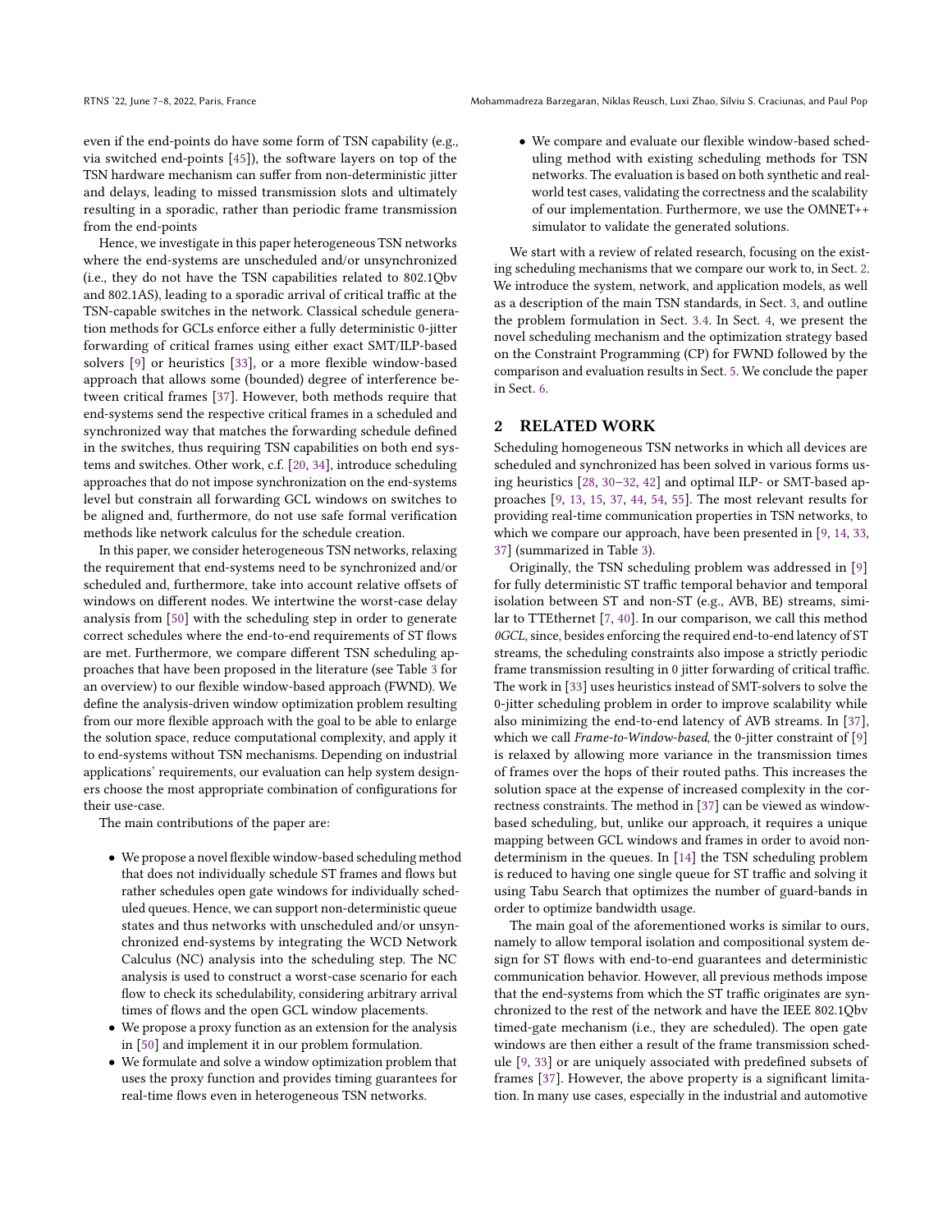even if the end-points do have some form of TSN capability (e.g., via switched end-points [45]), the software layers on top of the TSN hardware mechanism can suffer from non-deterministic jitter and delays, leading to missed transmission slots and ultimately resulting in a sporadic, rather than periodic frame transmission from the end-points

Hence, we investigate in this paper heterogeneous TSN networks where the end-systems are unscheduled and/or unsynchronized (i.e., they do not have the TSN capabilities related to 802.1Qbv and 802.1AS), leading to a sporadic arrival of critical traffic at the TSN-capable switches in the network. Classical schedule generation methods for GCLs enforce either a fully deterministic 0-jitter forwarding of critical frames using either exact SMT/ILP-based solvers [9] or heuristics [33], or a more flexible window-based approach that allows some (bounded) degree of interference between critical frames [37]. However, both methods require that end-systems send the respective critical frames in a scheduled and synchronized way that matches the forwarding schedule defined in the switches, thus requiring TSN capabilities on both end systems and switches. Other work, c.f. [20, 34], introduce scheduling approaches that do not impose synchronization on the end-systems level but constrain all forwarding GCL windows on switches to be aligned and, furthermore, do not use safe formal verification methods like network calculus for the schedule creation.

In this paper, we consider heterogeneous TSN networks, relaxing the requirement that end-systems need to be synchronized and/or scheduled and, furthermore, take into account relative offsets of windows on different nodes. We intertwine the worst-case delay analysis from [50] with the scheduling step in order to generate correct schedules where the end-to-end requirements of ST flows are met. Furthermore, we compare different TSN scheduling approaches that have been proposed in the literature (see Table 3 for an overview) to our flexible window-based approach (FWND). We define the analysis-driven window optimization problem resulting from our more flexible approach with the goal to be able to enlarge the solution space, reduce computational complexity, and apply it to end-systems without TSN mechanisms. Depending on industrial applications' requirements, our evaluation can help system designers choose the most appropriate combination of configurations for their use-case.

The main contributions of the paper are:

- We propose a novel flexible window-based scheduling method that does not individually schedule ST frames and flows but rather schedules open gate windows for individually scheduled queues. Hence, we can support non-deterministic queue states and thus networks with unscheduled and/or unsynchronized end-systems by integrating the WCD Network Calculus (NC) analysis into the scheduling step. The NC analysis is used to construct a worst-case scenario for each flow to check its schedulability, considering arbitrary arrival times of flows and the open GCL window placements.
- We propose a proxy function as an extension for the analysis in [50] and implement it in our problem formulation.
- We formulate and solve a window optimization problem that uses the proxy function and provides timing guarantees for real-time flows even in heterogeneous TSN networks.
- We compare and evaluate our flexible window-based scheduling method with existing scheduling methods for TSN networks. The evaluation is based on both synthetic and real-world test cases, validating the correctness and the scalability of our implementation. Furthermore, we use the OMNET++ simulator to validate the generated solutions.

We start with a review of related research, focusing on the existing scheduling mechanisms that we compare our work to, in Sect. 2. We introduce the system, network, and application models, as well as a description of the main TSN standards, in Sect. 3, and outline the problem formulation in Sect. 3.4. In Sect. 4, we present the novel scheduling mechanism and the optimization strategy based on the Constraint Programming (CP) for FWND followed by the comparison and evaluation results in Sect. 5. We conclude the paper in Sect. 6.

## 2 RELATED WORK

Scheduling homogeneous TSN networks in which all devices are scheduled and synchronized has been solved in various forms using heuristics [28, 30–32, 42] and optimal ILP- or SMT-based approaches [9, 13, 15, 37, 44, 54, 55]. The most relevant results for providing real-time communication properties in TSN networks, to which we compare our approach, have been presented in [9, 14, 33, 37] (summarized in Table 3).

Originally, the TSN scheduling problem was addressed in [9] for fully deterministic ST traffic temporal behavior and temporal isolation between ST and non-ST (e.g., AVB, BE) streams, similar to TTEthernet [7, 40]. In our comparison, we call this method *0GCL*, since, besides enforcing the required end-to-end latency of ST streams, the scheduling constraints also impose a strictly periodic frame transmission resulting in 0 jitter forwarding of critical traffic. The work in [33] uses heuristics instead of SMT-solvers to solve the 0-jitter scheduling problem in order to improve scalability while also minimizing the end-to-end latency of AVB streams. In [37], which we call *Frame-to-Window-based*, the 0-jitter constraint of [9] is relaxed by allowing more variance in the transmission times of frames over the hops of their routed paths. This increases the solution space at the expense of increased complexity in the correctness constraints. The method in [37] can be viewed as window-based scheduling, but, unlike our approach, it requires a unique mapping between GCL windows and frames in order to avoid non-determinism in the queues. In [14] the TSN scheduling problem is reduced to having one single queue for ST traffic and solving it using Tabu Search that optimizes the number of guard-bands in order to optimize bandwidth usage.

The main goal of the aforementioned works is similar to ours, namely to allow temporal isolation and compositional system design for ST flows with end-to-end guarantees and deterministic communication behavior. However, all previous methods impose that the end-systems from which the ST traffic originates are synchronized to the rest of the network and have the IEEE 802.1Qbv timed-gate mechanism (i.e., they are scheduled). The open gate windows are then either a result of the frame transmission schedule [9, 33] or are uniquely associated with predefined subsets of frames [37]. However, the above property is a significant limitation. In many use cases, especially in the industrial and automotive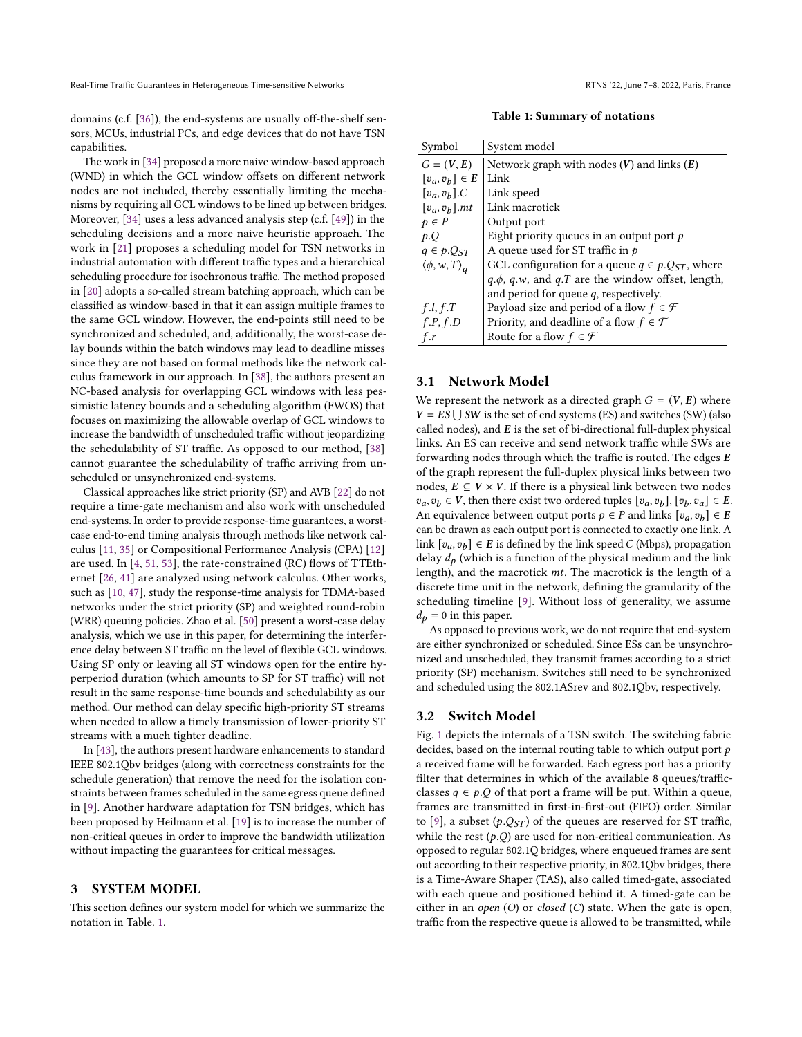domains (c.f. [36]), the end-systems are usually off-the-shelf sensors, MCUs, industrial PCs, and edge devices that do not have TSN capabilities.

The work in [34] proposed a more naive window-based approach (WND) in which the GCL window offsets on different network nodes are not included, thereby essentially limiting the mechanisms by requiring all GCL windows to be lined up between bridges. Moreover, [34] uses a less advanced analysis step (c.f. [49]) in the scheduling decisions and a more naive heuristic approach. The work in [21] proposes a scheduling model for TSN networks in industrial automation with different traffic types and a hierarchical scheduling procedure for isochronous traffic. The method proposed in [20] adopts a so-called stream batching approach, which can be classified as window-based in that it can assign multiple frames to the same GCL window. However, the end-points still need to be synchronized and scheduled, and, additionally, the worst-case delay bounds within the batch windows may lead to deadline misses since they are not based on formal methods like the network calculus framework in our approach. In [38], the authors present an NC-based analysis for overlapping GCL windows with less pessimistic latency bounds and a scheduling algorithm (FWOS) that focuses on maximizing the allowable overlap of GCL windows to increase the bandwidth of unscheduled traffic without jeopardizing the schedulability of ST traffic. As opposed to our method, [38] cannot guarantee the schedulability of traffic arriving from unscheduled or unsynchronized end-systems.

Classical approaches like strict priority (SP) and AVB [22] do not require a time-gate mechanism and also work with unscheduled end-systems. In order to provide response-time guarantees, a worst-case end-to-end timing analysis through methods like network calculus [11, 35] or Compositional Performance Analysis (CPA) [12] are used. In [4, 51, 53], the rate-constrained (RC) flows of TTEthernet [26, 41] are analyzed using network calculus. Other works, such as [10, 47], study the response-time analysis for TDMA-based networks under the strict priority (SP) and weighted round-robin (WRR) queuing policies. Zhao et al. [50] present a worst-case delay analysis, which we use in this paper, for determining the interference delay between ST traffic on the level of flexible GCL windows. Using SP only or leaving all ST windows open for the entire hyperperiod duration (which amounts to SP for ST traffic) will not result in the same response-time bounds and schedulability as our method. Our method can delay specific high-priority ST streams when needed to allow a timely transmission of lower-priority ST streams with a much tighter deadline.

In [43], the authors present hardware enhancements to standard IEEE 802.1Qbv bridges (along with correctness constraints for the schedule generation) that remove the need for the isolation constraints between frames scheduled in the same egress queue defined in [9]. Another hardware adaptation for TSN bridges, which has been proposed by Heilmann et al. [19] is to increase the number of non-critical queues in order to improve the bandwidth utilization without impacting the guarantees for critical messages.

# 3 SYSTEM MODEL

This section defines our system model for which we summarize the notation in Table. 1.

**Table 1: Summary of notations**

| Symbol | System model |
|---|---|
| $G = (\boldsymbol{V}, \boldsymbol{E})$ | Network graph with nodes ($\boldsymbol{V}$) and links ($\boldsymbol{E}$) |
| $[v_a, v_b] \in \boldsymbol{E}$ | Link |
| $[v_a, v_b].C$ | Link speed |
| $[v_a, v_b].mt$ | Link macrotick |
| $p \in P$ | Output port |
| $p.Q$ | Eight priority queues in an output port $p$ |
| $q \in p.Q_{ST}$ | A queue used for ST traffic in $p$ |
| $\langle \phi, w, T \rangle_q$ | GCL configuration for a queue $q \in p.Q_{ST}$, where $q.\phi$, $q.w$, and $q.T$ are the window offset, length, and period for queue $q$, respectively. |
| $f.l, f.T$ | Payload size and period of a flow $f \in \mathcal{F}$ |
| $f.P, f.D$ | Priority, and deadline of a flow $f \in \mathcal{F}$ |
| $f.r$ | Route for a flow $f \in \mathcal{F}$ |

## 3.1 Network Model

We represent the network as a directed graph $G = (\boldsymbol{V}, \boldsymbol{E})$ where $\boldsymbol{V} = \boldsymbol{ES} \bigcup \boldsymbol{SW}$ is the set of end systems (ES) and switches (SW) (also called nodes), and $\boldsymbol{E}$ is the set of bi-directional full-duplex physical links. An ES can receive and send network traffic while SWs are forwarding nodes through which the traffic is routed. The edges $\boldsymbol{E}$ of the graph represent the full-duplex physical links between two nodes, $\boldsymbol{E} \subseteq \boldsymbol{V} \times \boldsymbol{V}$. If there is a physical link between two nodes $v_a, v_b \in \boldsymbol{V}$, then there exist two ordered tuples $[v_a, v_b], [v_b, v_a] \in \boldsymbol{E}$. An equivalence between output ports $p \in P$ and links $[v_a, v_b] \in \boldsymbol{E}$ can be drawn as each output port is connected to exactly one link. A link $[v_a, v_b] \in \boldsymbol{E}$ is defined by the link speed $C$ (Mbps), propagation delay $d_p$ (which is a function of the physical medium and the link length), and the macrotick $mt$. The macrotick is the length of a discrete time unit in the network, defining the granularity of the scheduling timeline [9]. Without loss of generality, we assume $d_p = 0$ in this paper.

As opposed to previous work, we do not require that end-system are either synchronized or scheduled. Since ESs can be unsynchronized and unscheduled, they transmit frames according to a strict priority (SP) mechanism. Switches still need to be synchronized and scheduled using the 802.1ASrev and 802.1Qbv, respectively.

## 3.2 Switch Model

Fig. 1 depicts the internals of a TSN switch. The switching fabric decides, based on the internal routing table to which output port $p$ a received frame will be forwarded. Each egress port has a priority filter that determines in which of the available 8 queues/traffic-classes $q \in p.Q$ of that port a frame will be put. Within a queue, frames are transmitted in first-in-first-out (FIFO) order. Similar to [9], a subset ($p.Q_{ST}$) of the queues are reserved for ST traffic, while the rest ($p.\overline{Q}$) are used for non-critical communication. As opposed to regular 802.1Q bridges, where enqueued frames are sent out according to their respective priority, in 802.1Qbv bridges, there is a Time-Aware Shaper (TAS), also called timed-gate, associated with each queue and positioned behind it. A timed-gate can be either in an *open* ($O$) or *closed* ($C$) state. When the gate is open, traffic from the respective queue is allowed to be transmitted, while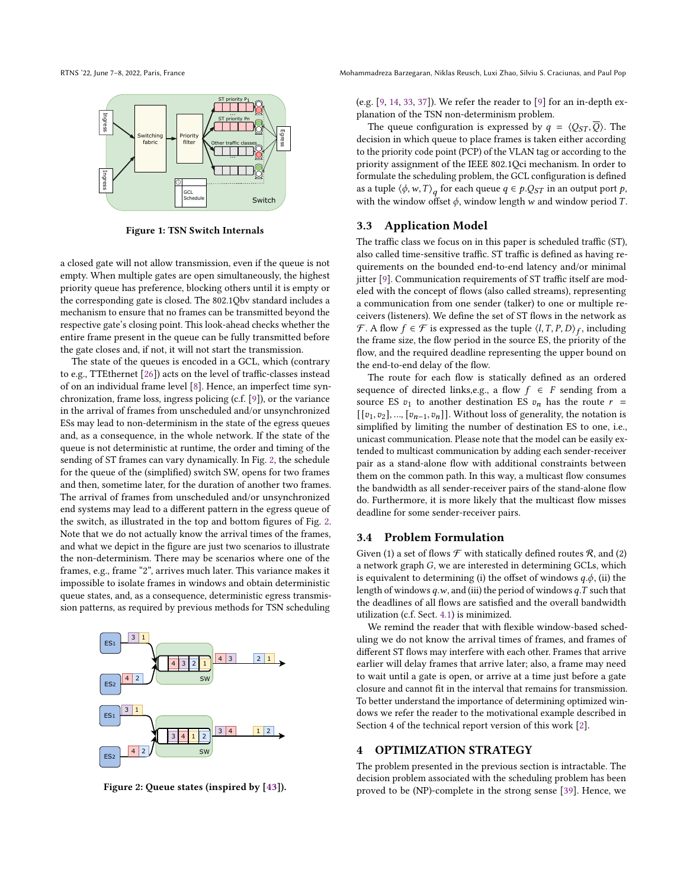Figure 1: TSN Switch Internals

a closed gate will not allow transmission, even if the queue is not empty. When multiple gates are open simultaneously, the highest priority queue has preference, blocking others until it is empty or the corresponding gate is closed. The 802.1Qbv standard includes a mechanism to ensure that no frames can be transmitted beyond the respective gate's closing point. This look-ahead checks whether the entire frame present in the queue can be fully transmitted before the gate closes and, if not, it will not start the transmission.

The state of the queues is encoded in a GCL, which (contrary to e.g., TTEthernet [26]) acts on the level of traffic-classes instead of on an individual frame level [8]. Hence, an imperfect time synchronization, frame loss, ingress policing (c.f. [9]), or the variance in the arrival of frames from unscheduled and/or unsynchronized ESs may lead to non-determinism in the state of the egress queues and, as a consequence, in the whole network. If the state of the queue is not deterministic at runtime, the order and timing of the sending of ST frames can vary dynamically. In Fig. 2, the schedule for the queue of the (simplified) switch SW, opens for two frames and then, sometime later, for the duration of another two frames. The arrival of frames from unscheduled and/or unsynchronized end systems may lead to a different pattern in the egress queue of the switch, as illustrated in the top and bottom figures of Fig. 2. Note that we do not actually know the arrival times of the frames, and what we depict in the figure are just two scenarios to illustrate the non-determinism. There may be scenarios where one of the frames, e.g., frame "2", arrives much later. This variance makes it impossible to isolate frames in windows and obtain deterministic queue states, and, as a consequence, deterministic egress transmission patterns, as required by previous methods for TSN scheduling

Figure 2: Queue states (inspired by [43]).

(e.g. [9, 14, 33, 37]). We refer the reader to [9] for an in-depth explanation of the TSN non-determinism problem.

The queue configuration is expressed by $q = \langle Q_{ST}, \overline{Q} \rangle$. The decision in which queue to place frames is taken either according to the priority code point (PCP) of the VLAN tag or according to the priority assignment of the IEEE 802.1Qci mechanism. In order to formulate the scheduling problem, the GCL configuration is defined as a tuple $\langle \phi, w, T \rangle_q$ for each queue $q \in p.Q_{ST}$ in an output port $p$, with the window offset $\phi$, window length $w$ and window period $T$.

## 3.3 Application Model

The traffic class we focus on in this paper is scheduled traffic (ST), also called time-sensitive traffic. ST traffic is defined as having requirements on the bounded end-to-end latency and/or minimal jitter [9]. Communication requirements of ST traffic itself are modeled with the concept of flows (also called streams), representing a communication from one sender (talker) to one or multiple receivers (listeners). We define the set of ST flows in the network as $\mathcal{F}$. A flow $f \in \mathcal{F}$ is expressed as the tuple $\langle l, T, P, D \rangle_f$, including the frame size, the flow period in the source ES, the priority of the flow, and the required deadline representing the upper bound on the end-to-end delay of the flow.

The route for each flow is statically defined as an ordered sequence of directed links,e.g., a flow $f \in F$ sending from a source ES $v_1$ to another destination ES $v_n$ has the route $r = [[v_1, v_2], ..., [v_{n-1}, v_n]]$. Without loss of generality, the notation is simplified by limiting the number of destination ES to one, i.e., unicast communication. Please note that the model can be easily extended to multicast communication by adding each sender-receiver pair as a stand-alone flow with additional constraints between them on the common path. In this way, a multicast flow consumes the bandwidth as all sender-receiver pairs of the stand-alone flow do. Furthermore, it is more likely that the multicast flow misses deadline for some sender-receiver pairs.

## 3.4 Problem Formulation

Given (1) a set of flows $\mathcal{F}$ with statically defined routes $\mathcal{R}$, and (2) a network graph $G$, we are interested in determining GCLs, which is equivalent to determining (i) the offset of windows $q.\phi$, (ii) the length of windows $q.w$, and (iii) the period of windows $q.T$ such that the deadlines of all flows are satisfied and the overall bandwidth utilization (c.f. Sect. 4.1) is minimized.

We remind the reader that with flexible window-based scheduling we do not know the arrival times of frames, and frames of different ST flows may interfere with each other. Frames that arrive earlier will delay frames that arrive later; also, a frame may need to wait until a gate is open, or arrive at a time just before a gate closure and cannot fit in the interval that remains for transmission. To better understand the importance of determining optimized windows we refer the reader to the motivational example described in Section 4 of the technical report version of this work [2].

# 4 OPTIMIZATION STRATEGY

The problem presented in the previous section is intractable. The decision problem associated with the scheduling problem has been proved to be (NP)-complete in the strong sense [39]. Hence, we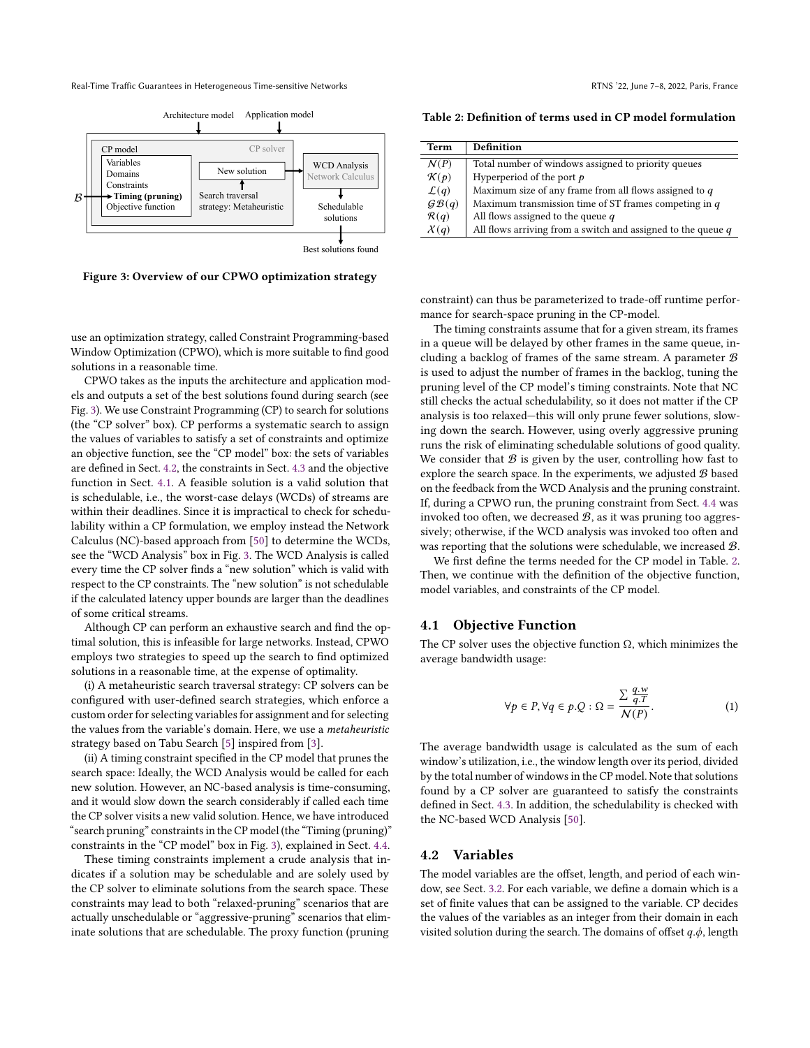Figure 3: Overview of our CPWO optimization strategy

use an optimization strategy, called Constraint Programming-based Window Optimization (CPWO), which is more suitable to find good solutions in a reasonable time.

CPWO takes as the inputs the architecture and application models and outputs a set of the best solutions found during search (see Fig. 3). We use Constraint Programming (CP) to search for solutions (the "CP solver" box). CP performs a systematic search to assign the values of variables to satisfy a set of constraints and optimize an objective function, see the "CP model" box: the sets of variables are defined in Sect. 4.2, the constraints in Sect. 4.3 and the objective function in Sect. 4.1. A feasible solution is a valid solution that is schedulable, i.e., the worst-case delays (WCDs) of streams are within their deadlines. Since it is impractical to check for schedulability within a CP formulation, we employ instead the Network Calculus (NC)-based approach from [50] to determine the WCDs, see the "WCD Analysis" box in Fig. 3. The WCD Analysis is called every time the CP solver finds a "new solution" which is valid with respect to the CP constraints. The "new solution" is not schedulable if the calculated latency upper bounds are larger than the deadlines of some critical streams.

Although CP can perform an exhaustive search and find the optimal solution, this is infeasible for large networks. Instead, CPWO employs two strategies to speed up the search to find optimized solutions in a reasonable time, at the expense of optimality.

(i) A metaheuristic search traversal strategy: CP solvers can be configured with user-defined search strategies, which enforce a custom order for selecting variables for assignment and for selecting the values from the variable's domain. Here, we use a *metaheuristic* strategy based on Tabu Search [5] inspired from [3].

(ii) A timing constraint specified in the CP model that prunes the search space: Ideally, the WCD Analysis would be called for each new solution. However, an NC-based analysis is time-consuming, and it would slow down the search considerably if called each time the CP solver visits a new valid solution. Hence, we have introduced "search pruning" constraints in the CP model (the "Timing (pruning)" constraints in the "CP model" box in Fig. 3), explained in Sect. 4.4.

These timing constraints implement a crude analysis that indicates if a solution may be schedulable and are solely used by the CP solver to eliminate solutions from the search space. These constraints may lead to both "relaxed-pruning" scenarios that are actually unschedulable or "aggressive-pruning" scenarios that eliminate solutions that are schedulable. The proxy function (pruning constraint) can thus be parameterized to trade-off runtime performance for search-space pruning in the CP-model.

The timing constraints assume that for a given stream, its frames in a queue will be delayed by other frames in the same queue, including a backlog of frames of the same stream. A parameter $\mathcal{B}$ is used to adjust the number of frames in the backlog, tuning the pruning level of the CP model's timing constraints. Note that NC still checks the actual schedulability, so it does not matter if the CP analysis is too relaxed—this will only prune fewer solutions, slowing down the search. However, using overly aggressive pruning runs the risk of eliminating schedulable solutions of good quality. We consider that $\mathcal{B}$ is given by the user, controlling how fast to explore the search space. In the experiments, we adjusted $\mathcal{B}$ based on the feedback from the WCD Analysis and the pruning constraint. If, during a CPWO run, the pruning constraint from Sect. 4.4 was invoked too often, we decreased $\mathcal{B}$, as it was pruning too aggressively; otherwise, if the WCD analysis was invoked too often and was reporting that the solutions were schedulable, we increased $\mathcal{B}$.

We first define the terms needed for the CP model in Table. 2. Then, we continue with the definition of the objective function, model variables, and constraints of the CP model.

Table 2: Definition of terms used in CP model formulation

| Term | Definition |
|---|---|
| $\mathcal{N}(P)$ | Total number of windows assigned to priority queues |
| $\mathcal{K}(p)$ | Hyperperiod of the port $p$ |
| $\mathcal{L}(q)$ | Maximum size of any frame from all flows assigned to $q$ |
| $\mathcal{GB}(q)$ | Maximum transmission time of ST frames competing in $q$ |
| $\mathcal{R}(q)$ | All flows assigned to the queue $q$ |
| $\mathcal{X}(q)$ | All flows arriving from a switch and assigned to the queue $q$ |

## 4.1 Objective Function

The CP solver uses the objective function $\Omega$, which minimizes the average bandwidth usage:

$$\forall p \in P, \forall q \in p.Q : \Omega = \frac{\sum \frac{q.w}{q.T}}{\mathcal{N}(P)}. \quad (1)$$

The average bandwidth usage is calculated as the sum of each window's utilization, i.e., the window length over its period, divided by the total number of windows in the CP model. Note that solutions found by a CP solver are guaranteed to satisfy the constraints defined in Sect. 4.3. In addition, the schedulability is checked with the NC-based WCD Analysis [50].

## 4.2 Variables

The model variables are the offset, length, and period of each window, see Sect. 3.2. For each variable, we define a domain which is a set of finite values that can be assigned to the variable. CP decides the values of the variables as an integer from their domain in each visited solution during the search. The domains of offset $q.\phi$, length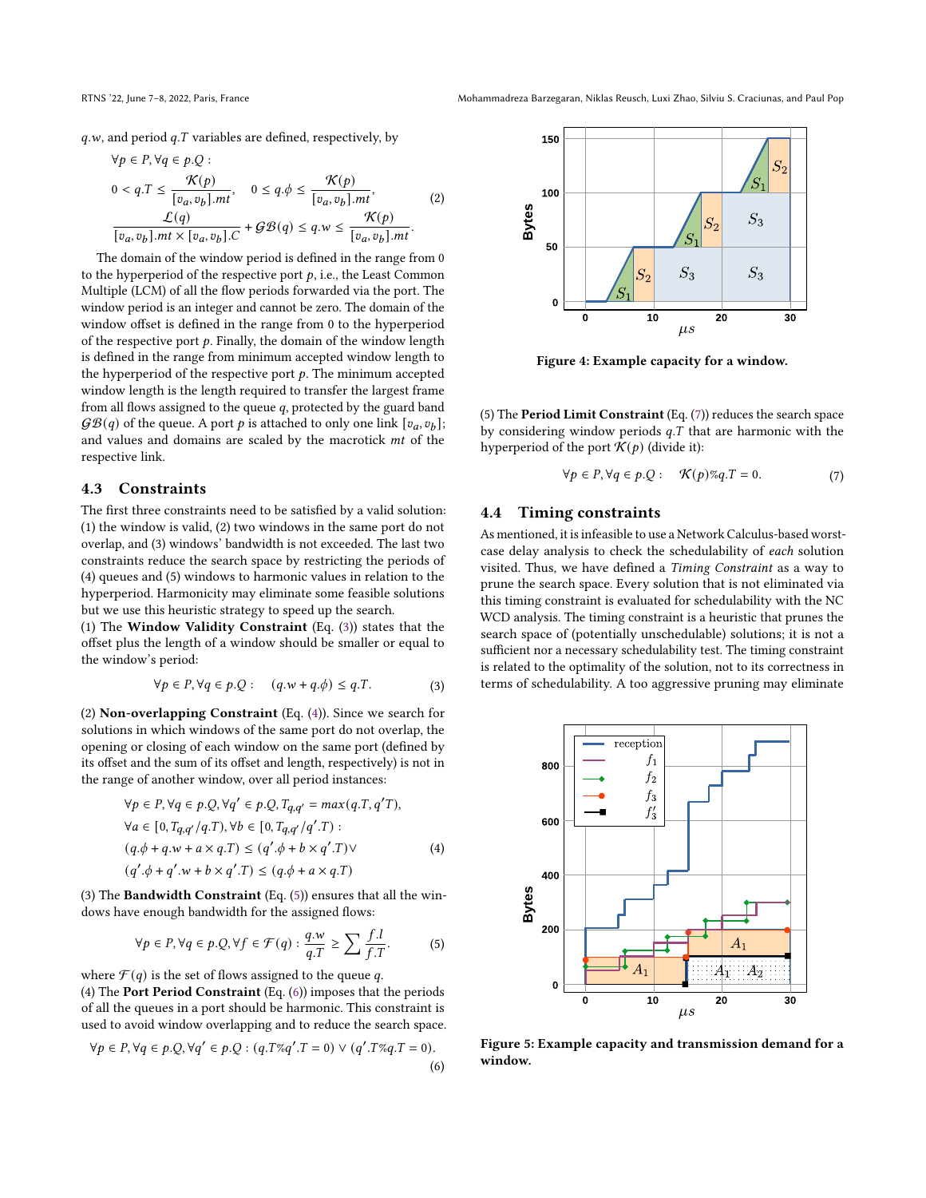$q.w$, and period $q.T$ variables are defined, respectively, by

$$
\begin{aligned}
&\forall p \in P, \forall q \in p.Q: \\
&0 < q.T \leq \frac{\mathcal{K}(p)}{[v_a, v_b].mt}, \quad 0 \leq q.\phi \leq \frac{\mathcal{K}(p)}{[v_a, v_b].mt}, \\
&\frac{\mathcal{L}(q)}{[v_a, v_b].mt \times [v_a, v_b].C} + \mathcal{GB}(q) \leq q.w \leq \frac{\mathcal{K}(p)}{[v_a, v_b].mt}.
\end{aligned} \tag{2}
$$

The domain of the window period is defined in the range from 0 to the hyperperiod of the respective port $p$, i.e., the Least Common Multiple (LCM) of all the flow periods forwarded via the port. The window period is an integer and cannot be zero. The domain of the window offset is defined in the range from 0 to the hyperperiod of the respective port $p$. Finally, the domain of the window length is defined in the range from minimum accepted window length to the hyperperiod of the respective port $p$. The minimum accepted window length is the length required to transfer the largest frame from all flows assigned to the queue $q$, protected by the guard band $\mathcal{GB}(q)$ of the queue. A port $p$ is attached to only one link $[v_a, v_b]$; and values and domains are scaled by the macrotick $mt$ of the respective link.

## 4.3 Constraints

The first three constraints need to be satisfied by a valid solution: (1) the window is valid, (2) two windows in the same port do not overlap, and (3) windows' bandwidth is not exceeded. The last two constraints reduce the search space by restricting the periods of (4) queues and (5) windows to harmonic values in relation to the hyperperiod. Harmonicity may eliminate some feasible solutions but we use this heuristic strategy to speed up the search.

(1) The **Window Validity Constraint** (Eq. (3)) states that the offset plus the length of a window should be smaller or equal to the window's period:

$$
\forall p \in P, \forall q \in p.Q: \quad (q.w + q.\phi) \leq q.T. \tag{3}
$$

(2) **Non-overlapping Constraint** (Eq. (4)). Since we search for solutions in which windows of the same port do not overlap, the opening or closing of each window on the same port (defined by its offset and the sum of its offset and length, respectively) is not in the range of another window, over all period instances:

$$
\begin{aligned}
&\forall p \in P, \forall q \in p.Q, \forall q' \in p.Q, T_{q,q'} = max(q.T, q'T), \\
&\forall a \in [0, T_{q,q'}/q.T), \forall b \in [0, T_{q,q'}/q'.T): \\
&(q.\phi + q.w + a \times q.T) \leq (q'.\phi + b \times q'.T) \vee \\
&(q'.\phi + q'.w + b \times q'.T) \leq (q.\phi + a \times q.T)
\end{aligned} \tag{4}
$$

(3) The **Bandwidth Constraint** (Eq. (5)) ensures that all the windows have enough bandwidth for the assigned flows:

$$
\forall p \in P, \forall q \in p.Q, \forall f \in \mathcal{F}(q): \frac{q.w}{q.T} \geq \sum \frac{f.l}{f.T}. \tag{5}
$$

where $\mathcal{F}(q)$ is the set of flows assigned to the queue $q$.

(4) The **Port Period Constraint** (Eq. (6)) imposes that the periods of all the queues in a port should be harmonic. This constraint is used to avoid window overlapping and to reduce the search space.

$$
\forall p \in P, \forall q \in p.Q, \forall q' \in p.Q: (q.T\%q'.T = 0) \vee (q'.T\%q.T = 0). \tag{6}
$$

Figure 4: Example capacity for a window.

(5) The **Period Limit Constraint** (Eq. (7)) reduces the search space by considering window periods $q.T$ that are harmonic with the hyperperiod of the port $\mathcal{K}(p)$ (divide it):

$$
\forall p \in P, \forall q \in p.Q: \quad \mathcal{K}(p)\%q.T = 0. \tag{7}
$$

## 4.4 Timing constraints

As mentioned, it is infeasible to use a Network Calculus-based worst-case delay analysis to check the schedulability of *each* solution visited. Thus, we have defined a *Timing Constraint* as a way to prune the search space. Every solution that is not eliminated via this timing constraint is evaluated for schedulability with the NC WCD analysis. The timing constraint is a heuristic that prunes the search space of (potentially unschedulable) solutions; it is not a sufficient nor a necessary schedulability test. The timing constraint is related to the optimality of the solution, not to its correctness in terms of schedulability. A too aggressive pruning may eliminate

Figure 5: Example capacity and transmission demand for a window.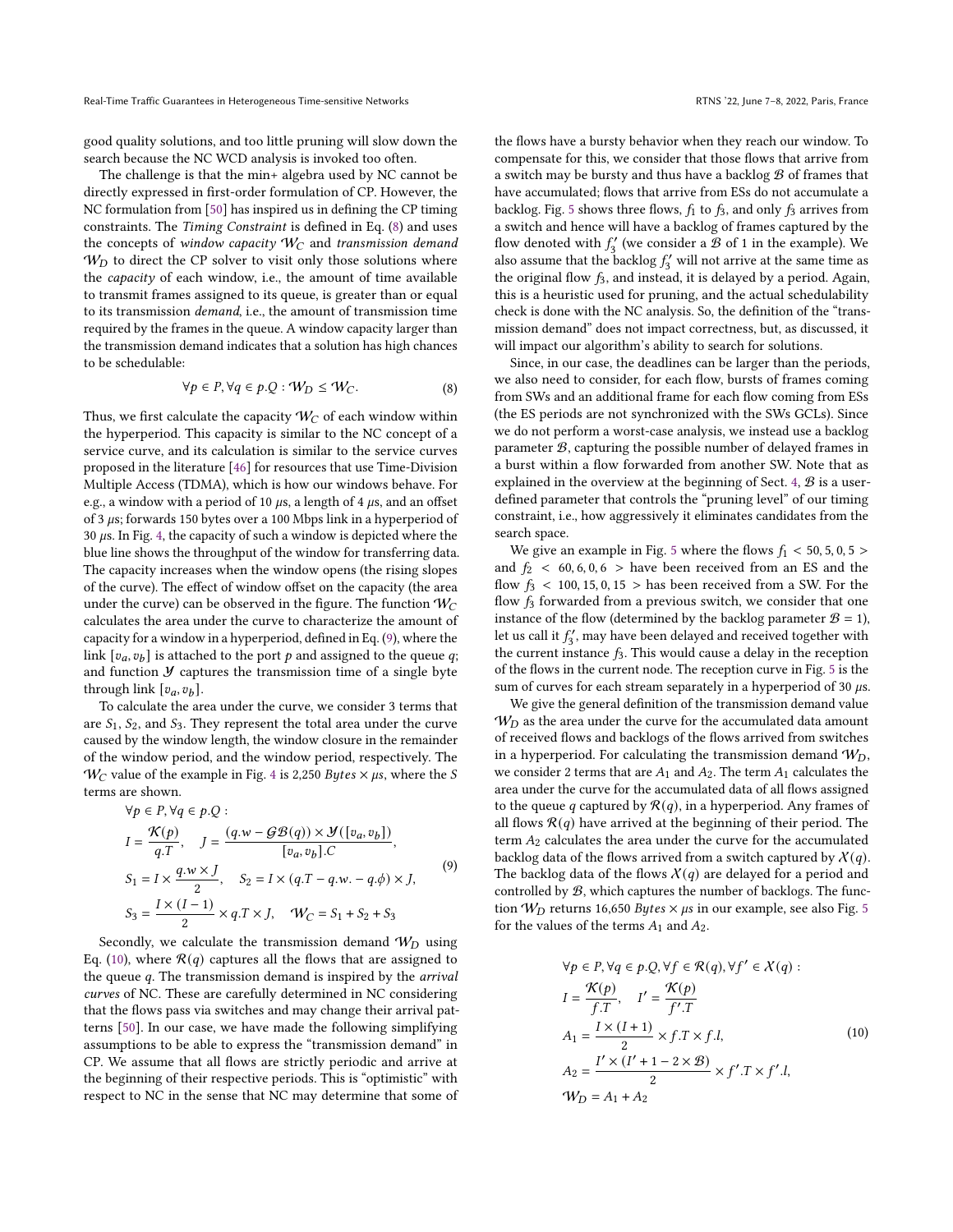good quality solutions, and too little pruning will slow down the search because the NC WCD analysis is invoked too often.

The challenge is that the min+ algebra used by NC cannot be directly expressed in first-order formulation of CP. However, the NC formulation from [50] has inspired us in defining the CP timing constraints. The *Timing Constraint* is defined in Eq. (8) and uses the concepts of *window capacity* $\mathcal{W}_C$ and *transmission demand* $\mathcal{W}_D$ to direct the CP solver to visit only those solutions where the *capacity* of each window, i.e., the amount of time available to transmit frames assigned to its queue, is greater than or equal to its transmission *demand*, i.e., the amount of transmission time required by the frames in the queue. A window capacity larger than the transmission demand indicates that a solution has high chances to be schedulable:

$$\forall p \in P, \forall q \in p.Q : \mathcal{W}_D \leq \mathcal{W}_C. \tag{8}$$

Thus, we first calculate the capacity $\mathcal{W}_C$ of each window within the hyperperiod. This capacity is similar to the NC concept of a service curve, and its calculation is similar to the service curves proposed in the literature [46] for resources that use Time-Division Multiple Access (TDMA), which is how our windows behave. For e.g., a window with a period of 10 $\mu$s, a length of 4 $\mu$s, and an offset of 3 $\mu$s; forwards 150 bytes over a 100 Mbps link in a hyperperiod of 30 $\mu$s. In Fig. 4, the capacity of such a window is depicted where the blue line shows the throughput of the window for transferring data. The capacity increases when the window opens (the rising slopes of the curve). The effect of window offset on the capacity (the area under the curve) can be observed in the figure. The function $\mathcal{W}_C$ calculates the area under the curve to characterize the amount of capacity for a window in a hyperperiod, defined in Eq. (9), where the link $[v_a, v_b]$ is attached to the port $p$ and assigned to the queue $q$; and function $\mathcal{Y}$ captures the transmission time of a single byte through link $[v_a, v_b]$.

To calculate the area under the curve, we consider 3 terms that are $S_1$, $S_2$, and $S_3$. They represent the total area under the curve caused by the window length, the window closure in the remainder of the window period, and the window period, respectively. The $\mathcal{W}_C$ value of the example in Fig. 4 is 2,250 $Bytes \times \mu s$, where the $S$ terms are shown.

$$\begin{aligned}
&\forall p \in P, \forall q \in p.Q : \\
&I = \frac{\mathcal{K}(p)}{q.T}, \quad J = \frac{(q.w - \mathcal{GB}(q)) \times \mathcal{Y}([v_a, v_b])}{[v_a, v_b].C}, \\
&S_1 = I \times \frac{q.w \times J}{2}, \quad S_2 = I \times (q.T - q.w. - q.\phi) \times J, \\
&S_3 = \frac{I \times (I-1)}{2} \times q.T \times J, \quad \mathcal{W}_C = S_1 + S_2 + S_3
\end{aligned} \tag{9}$$

Secondly, we calculate the transmission demand $\mathcal{W}_D$ using Eq. (10), where $\mathcal{R}(q)$ captures all the flows that are assigned to the queue $q$. The transmission demand is inspired by the *arrival curves* of NC. These are carefully determined in NC considering that the flows pass via switches and may change their arrival patterns [50]. In our case, we have made the following simplifying assumptions to be able to express the "transmission demand" in CP. We assume that all flows are strictly periodic and arrive at the beginning of their respective periods. This is "optimistic" with respect to NC in the sense that NC may determine that some of the flows have a bursty behavior when they reach our window. To compensate for this, we consider that those flows that arrive from a switch may be bursty and thus have a backlog $\mathcal{B}$ of frames that have accumulated; flows that arrive from ESs do not accumulate a backlog. Fig. 5 shows three flows, $f_1$ to $f_3$, and only $f_3$ arrives from a switch and hence will have a backlog of frames captured by the flow denoted with $f'_3$ (we consider a $\mathcal{B}$ of 1 in the example). We also assume that the backlog $f'_3$ will not arrive at the same time as the original flow $f_3$, and instead, it is delayed by a period. Again, this is a heuristic used for pruning, and the actual schedulability check is done with the NC analysis. So, the definition of the "transmission demand" does not impact correctness, but, as discussed, it will impact our algorithm's ability to search for solutions.

Since, in our case, the deadlines can be larger than the periods, we also need to consider, for each flow, bursts of frames coming from SWs and an additional frame for each flow coming from ESs (the ES periods are not synchronized with the SWs GCLs). Since we do not perform a worst-case analysis, we instead use a backlog parameter $\mathcal{B}$, capturing the possible number of delayed frames in a burst within a flow forwarded from another SW. Note that as explained in the overview at the beginning of Sect. 4, $\mathcal{B}$ is a user-defined parameter that controls the "pruning level" of our timing constraint, i.e., how aggressively it eliminates candidates from the search space.

We give an example in Fig. 5 where the flows $f_1 < 50, 5, 0, 5 >$ and $f_2 < 60, 6, 0, 6 >$ have been received from an ES and the flow $f_3 < 100, 15, 0, 15 >$ has been received from a SW. For the flow $f_3$ forwarded from a previous switch, we consider that one instance of the flow (determined by the backlog parameter $\mathcal{B} = 1$), let us call it $f'_3$, may have been delayed and received together with the current instance $f_3$. This would cause a delay in the reception of the flows in the current node. The reception curve in Fig. 5 is the sum of curves for each stream separately in a hyperperiod of 30 $\mu$s.

We give the general definition of the transmission demand value $\mathcal{W}_D$ as the area under the curve for the accumulated data amount of received flows and backlogs of the flows arrived from switches in a hyperperiod. For calculating the transmission demand $\mathcal{W}_D$, we consider 2 terms that are $A_1$ and $A_2$. The term $A_1$ calculates the area under the curve for the accumulated data of all flows assigned to the queue $q$ captured by $\mathcal{R}(q)$, in a hyperperiod. Any frames of all flows $\mathcal{R}(q)$ have arrived at the beginning of their period. The term $A_2$ calculates the area under the curve for the accumulated backlog data of the flows arrived from a switch captured by $\mathcal{X}(q)$. The backlog data of the flows $\mathcal{X}(q)$ are delayed for a period and controlled by $\mathcal{B}$, which captures the number of backlogs. The function $\mathcal{W}_D$ returns 16,650 $Bytes \times \mu s$ in our example, see also Fig. 5 for the values of the terms $A_1$ and $A_2$.

$$\begin{aligned}
&\forall p \in P, \forall q \in p.Q, \forall f \in \mathcal{R}(q), \forall f' \in \mathcal{X}(q) : \\
&I = \frac{\mathcal{K}(p)}{f.T}, \quad I' = \frac{\mathcal{K}(p)}{f'.T} \\
&A_1 = \frac{I \times (I+1)}{2} \times f.T \times f.l, \\
&A_2 = \frac{I' \times (I' + 1 - 2 \times \mathcal{B})}{2} \times f'.T \times f'.l, \\
&\mathcal{W}_D = A_1 + A_2
\end{aligned} \tag{10}$$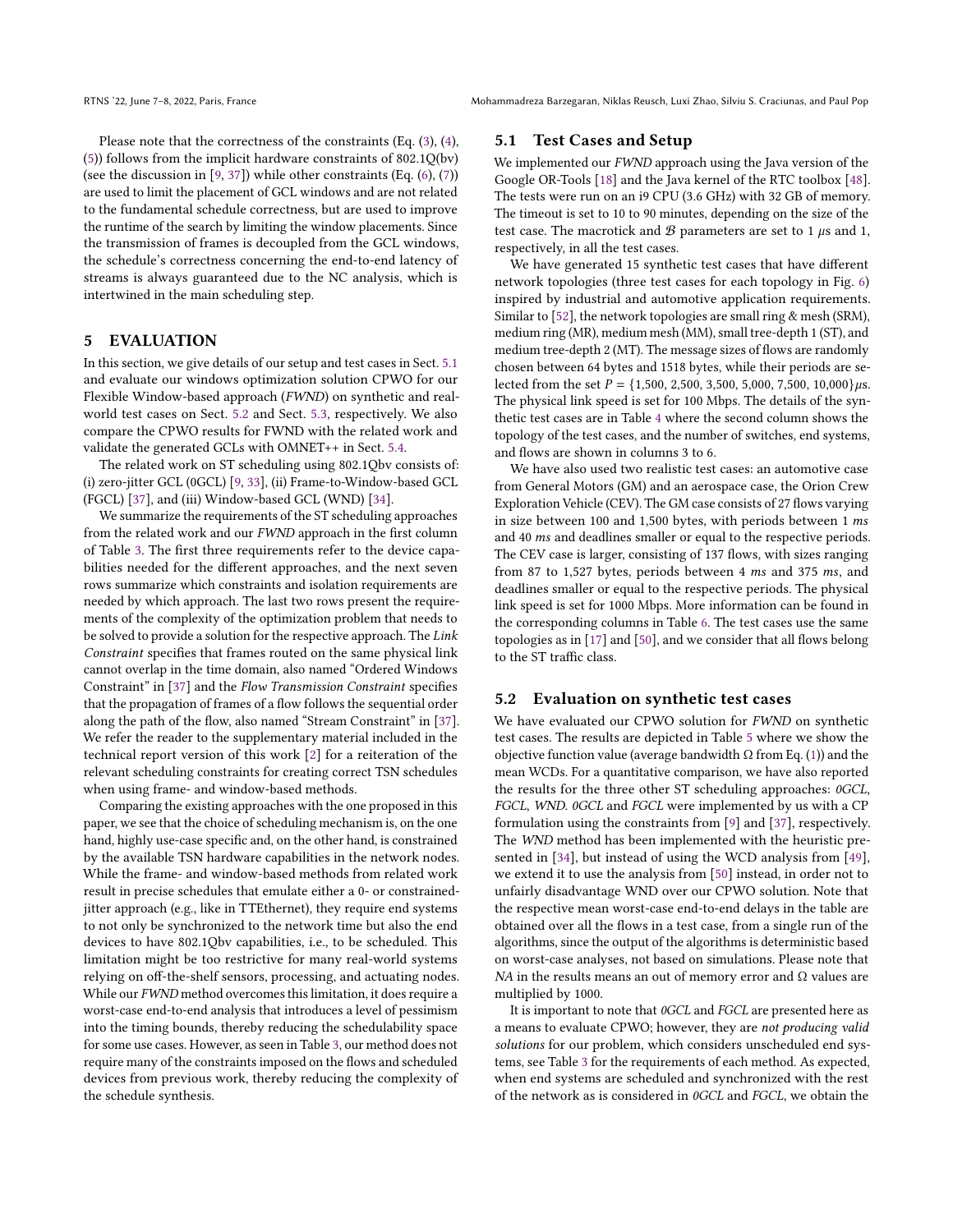Please note that the correctness of the constraints (Eq. (3), (4), (5)) follows from the implicit hardware constraints of 802.1Q(bv) (see the discussion in [9, 37]) while other constraints (Eq. (6), (7)) are used to limit the placement of GCL windows and are not related to the fundamental schedule correctness, but are used to improve the runtime of the search by limiting the window placements. Since the transmission of frames is decoupled from the GCL windows, the schedule's correctness concerning the end-to-end latency of streams is always guaranteed due to the NC analysis, which is intertwined in the main scheduling step.

# 5 EVALUATION

In this section, we give details of our setup and test cases in Sect. 5.1 and evaluate our windows optimization solution CPWO for our Flexible Window-based approach (*FWND*) on synthetic and real-world test cases on Sect. 5.2 and Sect. 5.3, respectively. We also compare the CPWO results for FWND with the related work and validate the generated GCLs with OMNET++ in Sect. 5.4.

The related work on ST scheduling using 802.1Qbv consists of: (i) zero-jitter GCL (0GCL) [9, 33], (ii) Frame-to-Window-based GCL (FGCL) [37], and (iii) Window-based GCL (WND) [34].

We summarize the requirements of the ST scheduling approaches from the related work and our *FWND* approach in the first column of Table 3. The first three requirements refer to the device capabilities needed for the different approaches, and the next seven rows summarize which constraints and isolation requirements are needed by which approach. The last two rows present the requirements of the complexity of the optimization problem that needs to be solved to provide a solution for the respective approach. The *Link Constraint* specifies that frames routed on the same physical link cannot overlap in the time domain, also named "Ordered Windows Constraint" in [37] and the *Flow Transmission Constraint* specifies that the propagation of frames of a flow follows the sequential order along the path of the flow, also named "Stream Constraint" in [37]. We refer the reader to the supplementary material included in the technical report version of this work [2] for a reiteration of the relevant scheduling constraints for creating correct TSN schedules when using frame- and window-based methods.

Comparing the existing approaches with the one proposed in this paper, we see that the choice of scheduling mechanism is, on the one hand, highly use-case specific and, on the other hand, is constrained by the available TSN hardware capabilities in the network nodes. While the frame- and window-based methods from related work result in precise schedules that emulate either a 0- or constrained-jitter approach (e.g., like in TTEthernet), they require end systems to not only be synchronized to the network time but also the end devices to have 802.1Qbv capabilities, i.e., to be scheduled. This limitation might be too restrictive for many real-world systems relying on off-the-shelf sensors, processing, and actuating nodes. While our *FWND* method overcomes this limitation, it does require a worst-case end-to-end analysis that introduces a level of pessimism into the timing bounds, thereby reducing the schedulability space for some use cases. However, as seen in Table 3, our method does not require many of the constraints imposed on the flows and scheduled devices from previous work, thereby reducing the complexity of the schedule synthesis.

## 5.1 Test Cases and Setup

We implemented our *FWND* approach using the Java version of the Google OR-Tools [18] and the Java kernel of the RTC toolbox [48]. The tests were run on an i9 CPU (3.6 GHz) with 32 GB of memory. The timeout is set to 10 to 90 minutes, depending on the size of the test case. The macrotick and $\mathcal{B}$ parameters are set to 1 $\mu s$ and 1, respectively, in all the test cases.

We have generated 15 synthetic test cases that have different network topologies (three test cases for each topology in Fig. 6) inspired by industrial and automotive application requirements. Similar to [52], the network topologies are small ring & mesh (SRM), medium ring (MR), medium mesh (MM), small tree-depth 1 (ST), and medium tree-depth 2 (MT). The message sizes of flows are randomly chosen between 64 bytes and 1518 bytes, while their periods are selected from the set $P = \{1{,}500, 2{,}500, 3{,}500, 5{,}000, 7{,}500, 10{,}000\}\mu s$. The physical link speed is set for 100 Mbps. The details of the synthetic test cases are in Table 4 where the second column shows the topology of the test cases, and the number of switches, end systems, and flows are shown in columns 3 to 6.

We have also used two realistic test cases: an automotive case from General Motors (GM) and an aerospace case, the Orion Crew Exploration Vehicle (CEV). The GM case consists of 27 flows varying in size between 100 and 1,500 bytes, with periods between 1 *ms* and 40 *ms* and deadlines smaller or equal to the respective periods. The CEV case is larger, consisting of 137 flows, with sizes ranging from 87 to 1,527 bytes, periods between 4 *ms* and 375 *ms*, and deadlines smaller or equal to the respective periods. The physical link speed is set for 1000 Mbps. More information can be found in the corresponding columns in Table 6. The test cases use the same topologies as in [17] and [50], and we consider that all flows belong to the ST traffic class.

## 5.2 Evaluation on synthetic test cases

We have evaluated our CPWO solution for *FWND* on synthetic test cases. The results are depicted in Table 5 where we show the objective function value (average bandwidth $\Omega$ from Eq. (1)) and the mean WCDs. For a quantitative comparison, we have also reported the results for the three other ST scheduling approaches: *0GCL*, *FGCL*, *WND*. *0GCL* and *FGCL* were implemented by us with a CP formulation using the constraints from [9] and [37], respectively. The *WND* method has been implemented with the heuristic presented in [34], but instead of using the WCD analysis from [49], we extend it to use the analysis from [50] instead, in order not to unfairly disadvantage WND over our CPWO solution. Note that the respective mean worst-case end-to-end delays in the table are obtained over all the flows in a test case, from a single run of the algorithms, since the output of the algorithms is deterministic based on worst-case analyses, not based on simulations. Please note that *NA* in the results means an out of memory error and $\Omega$ values are multiplied by 1000.

It is important to note that *0GCL* and *FGCL* are presented here as a means to evaluate CPWO; however, they are *not producing valid solutions* for our problem, which considers unscheduled end systems, see Table 3 for the requirements of each method. As expected, when end systems are scheduled and synchronized with the rest of the network as is considered in *0GCL* and *FGCL*, we obtain the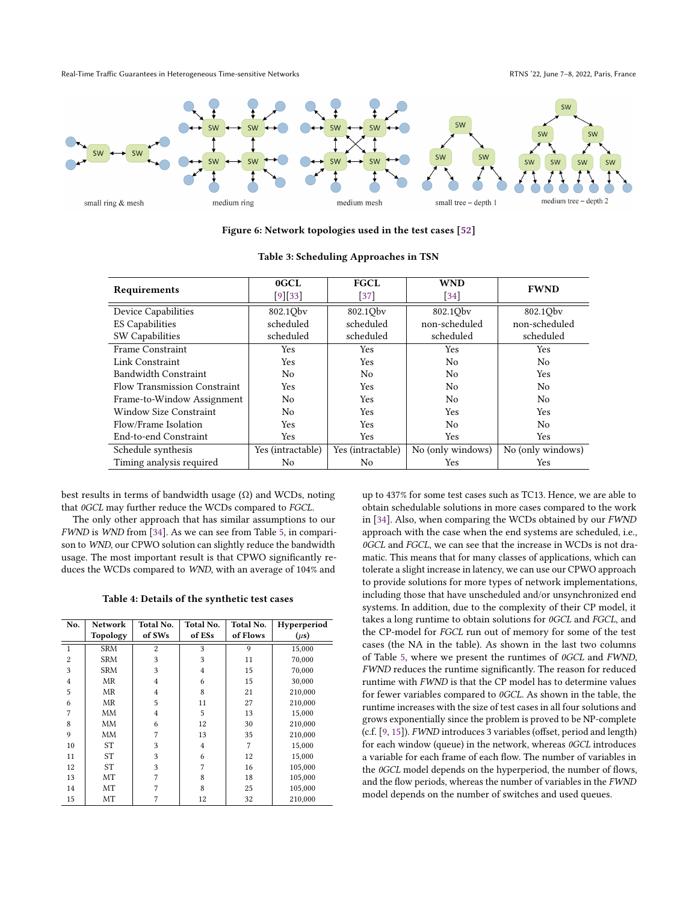Figure 6: Network topologies used in the test cases [52]

**Table 3: Scheduling Approaches in TSN**

| Requirements | 0GCL [9][33] | FGCL [37] | WND [34] | FWND |
|---|---|---|---|---|
| Device Capabilities | 802.1Qbv | 802.1Qbv | 802.1Qbv | 802.1Qbv |
| ES Capabilities | scheduled | scheduled | non-scheduled | non-scheduled |
| SW Capabilities | scheduled | scheduled | scheduled | scheduled |
| Frame Constraint | Yes | Yes | Yes | Yes |
| Link Constraint | Yes | Yes | No | No |
| Bandwidth Constraint | No | No | No | Yes |
| Flow Transmission Constraint | Yes | Yes | No | No |
| Frame-to-Window Assignment | No | Yes | No | No |
| Window Size Constraint | No | Yes | Yes | Yes |
| Flow/Frame Isolation | Yes | Yes | No | No |
| End-to-end Constraint | Yes | Yes | Yes | Yes |
| Schedule synthesis | Yes (intractable) | Yes (intractable) | No (only windows) | No (only windows) |
| Timing analysis required | No | No | Yes | Yes |

best results in terms of bandwidth usage (Ω) and WCDs, noting that *0GCL* may further reduce the WCDs compared to *FGCL*.

The only other approach that has similar assumptions to our *FWND* is *WND* from [34]. As we can see from Table 5, in comparison to *WND*, our CPWO solution can slightly reduce the bandwidth usage. The most important result is that CPWO significantly reduces the WCDs compared to *WND*, with an average of 104% and

**Table 4: Details of the synthetic test cases**

| No. | Network Topology | Total No. of SWs | Total No. of ESs | Total No. of Flows | Hyperperiod ($\mu s$) |
|---|---|---|---|---|---|
| 1 | SRM | 2 | 3 | 9 | 15,000 |
| 2 | SRM | 3 | 3 | 11 | 70,000 |
| 3 | SRM | 3 | 4 | 15 | 70,000 |
| 4 | MR | 4 | 6 | 15 | 30,000 |
| 5 | MR | 4 | 8 | 21 | 210,000 |
| 6 | MR | 5 | 11 | 27 | 210,000 |
| 7 | MM | 4 | 5 | 13 | 15,000 |
| 8 | MM | 6 | 12 | 30 | 210,000 |
| 9 | MM | 7 | 13 | 35 | 210,000 |
| 10 | ST | 3 | 4 | 7 | 15,000 |
| 11 | ST | 3 | 6 | 12 | 15,000 |
| 12 | ST | 3 | 7 | 16 | 105,000 |
| 13 | MT | 7 | 8 | 18 | 105,000 |
| 14 | MT | 7 | 8 | 25 | 105,000 |
| 15 | MT | 7 | 12 | 32 | 210,000 |

up to 437% for some test cases such as TC13. Hence, we are able to obtain schedulable solutions in more cases compared to the work in [34]. Also, when comparing the WCDs obtained by our *FWND* approach with the case when the end systems are scheduled, i.e., *0GCL* and *FGCL*, we can see that the increase in WCDs is not dramatic. This means that for many classes of applications, which can tolerate a slight increase in latency, we can use our CPWO approach to provide solutions for more types of network implementations, including those that have unscheduled and/or unsynchronized end systems. In addition, due to the complexity of their CP model, it takes a long runtime to obtain solutions for *0GCL* and *FGCL*, and the CP-model for *FGCL* run out of memory for some of the test cases (the NA in the table). As shown in the last two columns of Table 5, where we present the runtimes of *0GCL* and *FWND*, *FWND* reduces the runtime significantly. The reason for reduced runtime with *FWND* is that the CP model has to determine values for fewer variables compared to *0GCL*. As shown in the table, the runtime increases with the size of test cases in all four solutions and grows exponentially since the problem is proved to be NP-complete (c.f. [9, 15]). *FWND* introduces 3 variables (offset, period and length) for each window (queue) in the network, whereas *0GCL* introduces a variable for each frame of each flow. The number of variables in the *0GCL* model depends on the hyperperiod, the number of flows, and the flow periods, whereas the number of variables in the *FWND* model depends on the number of switches and used queues.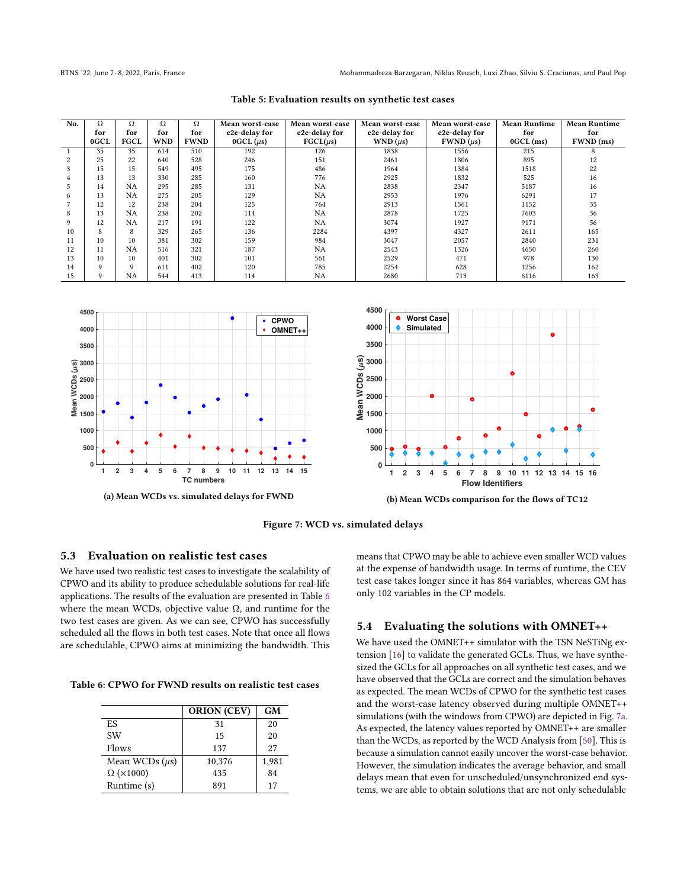Table 5: Evaluation results on synthetic test cases

| No. | Ω for 0GCL | Ω for FGCL | Ω for WND | Ω for FWND | Mean worst-case e2e-delay for 0GCL (µs) | Mean worst-case e2e-delay for FGCL(µs) | Mean worst-case e2e-delay for WND (µs) | Mean worst-case e2e-delay for FWND (µs) | Mean Runtime for 0GCL (ms) | Mean Runtime for FWND (ms) |
|---|---|---|---|---|---|---|---|---|---|---|
| 1 | 35 | 35 | 614 | 510 | 192 | 126 | 1838 | 1556 | 215 | 8 |
| 2 | 25 | 22 | 640 | 528 | 246 | 151 | 2461 | 1806 | 895 | 12 |
| 3 | 15 | 15 | 549 | 495 | 175 | 486 | 1964 | 1384 | 1518 | 22 |
| 4 | 13 | 13 | 330 | 285 | 160 | 776 | 2925 | 1832 | 525 | 16 |
| 5 | 14 | NA | 295 | 285 | 131 | NA | 2838 | 2347 | 5187 | 16 |
| 6 | 13 | NA | 275 | 205 | 129 | NA | 2953 | 1976 | 6291 | 17 |
| 7 | 12 | 12 | 238 | 204 | 125 | 764 | 2913 | 1561 | 1152 | 35 |
| 8 | 13 | NA | 238 | 202 | 114 | NA | 2878 | 1725 | 7603 | 36 |
| 9 | 12 | NA | 217 | 191 | 122 | NA | 3074 | 1927 | 9171 | 56 |
| 10 | 8 | 8 | 329 | 265 | 136 | 2284 | 4397 | 4327 | 2611 | 165 |
| 11 | 10 | 10 | 381 | 302 | 159 | 984 | 3047 | 2057 | 2840 | 231 |
| 12 | 11 | NA | 516 | 321 | 187 | NA | 2543 | 1326 | 4650 | 260 |
| 13 | 10 | 10 | 401 | 302 | 101 | 561 | 2529 | 471 | 978 | 130 |
| 14 | 9 | 9 | 611 | 402 | 120 | 785 | 2254 | 628 | 1256 | 162 |
| 15 | 9 | NA | 544 | 413 | 114 | NA | 2680 | 713 | 6116 | 163 |

(a) Mean WCDs vs. simulated delays for FWND

(b) Mean WCDs comparison for the flows of TC12

Figure 7: WCD vs. simulated delays

## 5.3 Evaluation on realistic test cases

We have used two realistic test cases to investigate the scalability of CPWO and its ability to produce schedulable solutions for real-life applications. The results of the evaluation are presented in Table 6 where the mean WCDs, objective value Ω, and runtime for the two test cases are given. As we can see, CPWO has successfully scheduled all the flows in both test cases. Note that once all flows are schedulable, CPWO aims at minimizing the bandwidth. This means that CPWO may be able to achieve even smaller WCD values at the expense of bandwidth usage. In terms of runtime, the CEV test case takes longer since it has 864 variables, whereas GM has only 102 variables in the CP models.

Table 6: CPWO for FWND results on realistic test cases

| | ORION (CEV) | GM |
|---|---|---|
| ES | 31 | 20 |
| SW | 15 | 20 |
| Flows | 137 | 27 |
| Mean WCDs (µs) | 10,376 | 1,981 |
| Ω (×1000) | 435 | 84 |
| Runtime (s) | 891 | 17 |

## 5.4 Evaluating the solutions with OMNET++

We have used the OMNET++ simulator with the TSN NeSTiNg extension [16] to validate the generated GCLs. Thus, we have synthesized the GCLs for all approaches on all synthetic test cases, and we have observed that the GCLs are correct and the simulation behaves as expected. The mean WCDs of CPWO for the synthetic test cases and the worst-case latency observed during multiple OMNET++ simulations (with the windows from CPWO) are depicted in Fig. 7a. As expected, the latency values reported by OMNET++ are smaller than the WCDs, as reported by the WCD Analysis from [50]. This is because a simulation cannot easily uncover the worst-case behavior. However, the simulation indicates the average behavior, and small delays mean that even for unscheduled/unsynchronized end systems, we are able to obtain solutions that are not only schedulable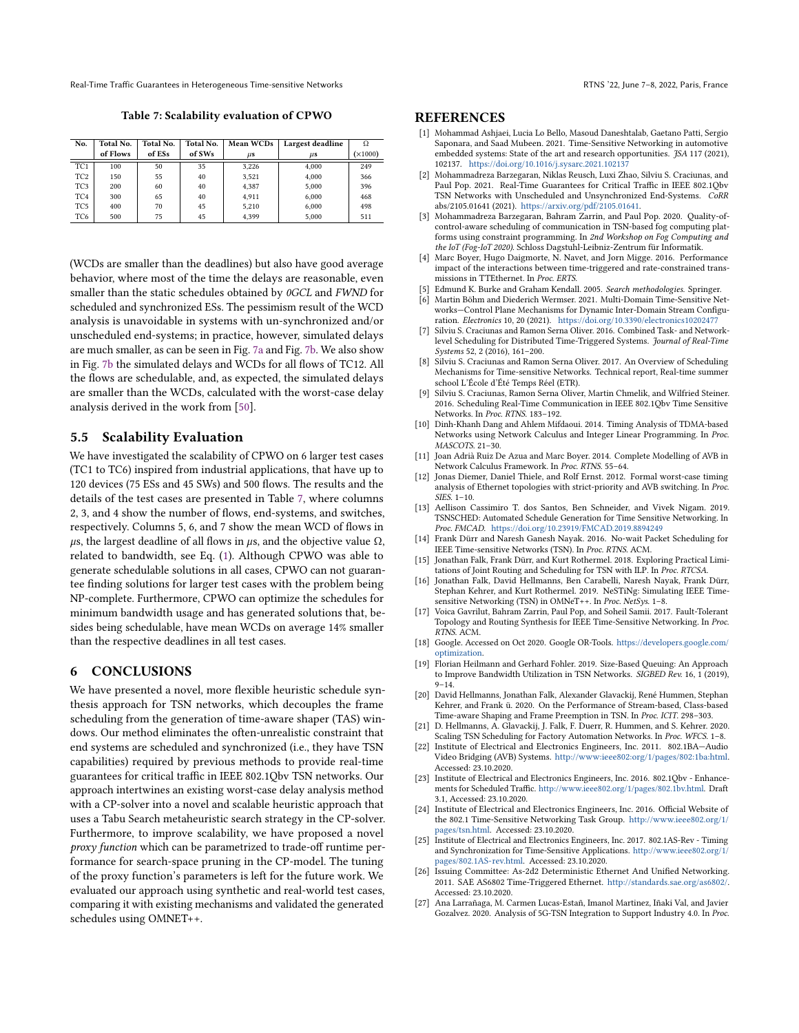Table 7: Scalability evaluation of CPWO

| No. | Total No. of Flows | Total No. of ESs | Total No. of SWs | Mean WCDs $\mu$s | Largest deadline $\mu$s | $\Omega$ ($\times$1000) |
|---|---|---|---|---|---|---|
| TC1 | 100 | 50 | 35 | 3,226 | 4,000 | 249 |
| TC2 | 150 | 55 | 40 | 3,521 | 4,000 | 366 |
| TC3 | 200 | 60 | 40 | 4,387 | 5,000 | 396 |
| TC4 | 300 | 65 | 40 | 4,911 | 6,000 | 468 |
| TC5 | 400 | 70 | 45 | 5,210 | 6,000 | 498 |
| TC6 | 500 | 75 | 45 | 4,399 | 5,000 | 511 |

(WCDs are smaller than the deadlines) but also have good average behavior, where most of the time the delays are reasonable, even smaller than the static schedules obtained by *0GCL* and *FWND* for scheduled and synchronized ESs. The pessimism result of the WCD analysis is unavoidable in systems with un-synchronized and/or unscheduled end-systems; in practice, however, simulated delays are much smaller, as can be seen in Fig. 7a and Fig. 7b. We also show in Fig. 7b the simulated delays and WCDs for all flows of TC12. All the flows are schedulable, and, as expected, the simulated delays are smaller than the WCDs, calculated with the worst-case delay analysis derived in the work from [50].

## 5.5 Scalability Evaluation

We have investigated the scalability of CPWO on 6 larger test cases (TC1 to TC6) inspired from industrial applications, that have up to 120 devices (75 ESs and 45 SWs) and 500 flows. The results and the details of the test cases are presented in Table 7, where columns 2, 3, and 4 show the number of flows, end-systems, and switches, respectively. Columns 5, 6, and 7 show the mean WCD of flows in $\mu$s, the largest deadline of all flows in $\mu$s, and the objective value $\Omega$, related to bandwidth, see Eq. (1). Although CPWO was able to generate schedulable solutions in all cases, CPWO can not guarantee finding solutions for larger test cases with the problem being NP-complete. Furthermore, CPWO can optimize the schedules for minimum bandwidth usage and has generated solutions that, besides being schedulable, have mean WCDs on average 14% smaller than the respective deadlines in all test cases.

# 6 CONCLUSIONS

We have presented a novel, more flexible heuristic schedule synthesis approach for TSN networks, which decouples the frame scheduling from the generation of time-aware shaper (TAS) windows. Our method eliminates the often-unrealistic constraint that end systems are scheduled and synchronized (i.e., they have TSN capabilities) required by previous methods to provide real-time guarantees for critical traffic in IEEE 802.1Qbv TSN networks. Our approach intertwines an existing worst-case delay analysis method with a CP-solver into a novel and scalable heuristic approach that uses a Tabu Search metaheuristic search strategy in the CP-solver. Furthermore, to improve scalability, we have proposed a novel *proxy function* which can be parametrized to trade-off runtime performance for search-space pruning in the CP-model. The tuning of the proxy function's parameters is left for the future work. We evaluated our approach using synthetic and real-world test cases, comparing it with existing mechanisms and validated the generated schedules using OMNET++.

# REFERENCES

[1] Mohammad Ashjaei, Lucia Lo Bello, Masoud Daneshtalab, Gaetano Patti, Sergio Saponara, and Saad Mubeen. 2021. Time-Sensitive Networking in automotive embedded systems: State of the art and research opportunities. *JSA* 117 (2021), 102137. https://doi.org/10.1016/j.sysarc.2021.102137

[2] Mohammadreza Barzegaran, Niklas Reusch, Luxi Zhao, Silviu S. Craciunas, and Paul Pop. 2021. Real-Time Guarantees for Critical Traffic in IEEE 802.1Qbv TSN Networks with Unscheduled and Unsynchronized End-Systems. *CoRR* abs/2105.01641 (2021). https://arxiv.org/pdf/2105.01641.

[3] Mohammadreza Barzegaran, Bahram Zarrin, and Paul Pop. 2020. Quality-of-control-aware scheduling of communication in TSN-based fog computing platforms using constraint programming. In *2nd Workshop on Fog Computing and the IoT (Fog-IoT 2020)*. Schloss Dagstuhl-Leibniz-Zentrum für Informatik.

[4] Marc Boyer, Hugo Daigmorte, N. Navet, and Jorn Migge. 2016. Performance impact of the interactions between time-triggered and rate-constrained transmissions in TTEthernet. In *Proc. ERTS*.

[5] Edmund K. Burke and Graham Kendall. 2005. *Search methodologies.* Springer.

[6] Martin Böhm and Diederich Wermser. 2021. Multi-Domain Time-Sensitive Networks—Control Plane Mechanisms for Dynamic Inter-Domain Stream Configuration. *Electronics* 10, 20 (2021). https://doi.org/10.3390/electronics10202477

[7] Silviu S. Craciunas and Ramon Serna Oliver. 2016. Combined Task- and Network-level Scheduling for Distributed Time-Triggered Systems. *Journal of Real-Time Systems* 52, 2 (2016), 161–200.

[8] Silviu S. Craciunas and Ramon Serna Oliver. 2017. An Overview of Scheduling Mechanisms for Time-sensitive Networks. Technical report, Real-time summer school L'École d'Été Temps Réel (ETR).

[9] Silviu S. Craciunas, Ramon Serna Oliver, Martin Chmelik, and Wilfried Steiner. 2016. Scheduling Real-Time Communication in IEEE 802.1Qbv Time Sensitive Networks. In *Proc. RTNS.* 183–192.

[10] Dinh-Khanh Dang and Ahlem Mifdaoui. 2014. Timing Analysis of TDMA-based Networks using Network Calculus and Integer Linear Programming. In *Proc. MASCOTS.* 21–30.

[11] Joan Adrià Ruiz De Azua and Marc Boyer. 2014. Complete Modelling of AVB in Network Calculus Framework. In *Proc. RTNS.* 55–64.

[12] Jonas Diemer, Daniel Thiele, and Rolf Ernst. 2012. Formal worst-case timing analysis of Ethernet topologies with strict-priority and AVB switching. In *Proc. SIES.* 1–10.

[13] Aellison Cassimiro T. dos Santos, Ben Schneider, and Vivek Nigam. 2019. TSNSCHED: Automated Schedule Generation for Time Sensitive Networking. In *Proc. FMCAD.* https://doi.org/10.23919/FMCAD.2019.8894249

[14] Frank Dürr and Naresh Ganesh Nayak. 2016. No-wait Packet Scheduling for IEEE Time-sensitive Networks (TSN). In *Proc. RTNS.* ACM.

[15] Jonathan Falk, Frank Dürr, and Kurt Rothermel. 2018. Exploring Practical Limitations of Joint Routing and Scheduling for TSN with ILP. In *Proc. RTCSA*.

[16] Jonathan Falk, David Hellmanns, Ben Carabelli, Naresh Nayak, Frank Dürr, Stephan Kehrer, and Kurt Rothermel. 2019. NeSTiNg: Simulating IEEE Time-sensitive Networking (TSN) in OMNeT++. In *Proc. NetSys.* 1–8.

[17] Voica Gavrilut, Bahram Zarrin, Paul Pop, and Soheil Samii. 2017. Fault-Tolerant Topology and Routing Synthesis for IEEE Time-Sensitive Networking. In *Proc. RTNS.* ACM.

[18] Google. Accessed on Oct 2020. Google OR-Tools. https://developers.google.com/optimization.

[19] Florian Heilmann and Gerhard Fohler. 2019. Size-Based Queuing: An Approach to Improve Bandwidth Utilization in TSN Networks. *SIGBED Rev.* 16, 1 (2019), 9–14.

[20] David Hellmanns, Jonathan Falk, Alexander Glavackij, René Hummen, Stephan Kehrer, and Frank ü. 2020. On the Performance of Stream-based, Class-based Time-aware Shaping and Frame Preemption in TSN. In *Proc. ICIT.* 298–303.

[21] D. Hellmanns, A. Glavackij, J. Falk, F. Duerr, R. Hummen, and S. Kehrer. 2020. Scaling TSN Scheduling for Factory Automation Networks. In *Proc. WFCS.* 1–8.

[22] Institute of Electrical and Electronics Engineers, Inc. 2011. 802.1BA—Audio Video Bridging (AVB) Systems. http://www.ieee802.org/1/pages/802.1ba.html. Accessed: 23.10.2020.

[23] Institute of Electrical and Electronics Engineers, Inc. 2016. 802.1Qbv - Enhancements for Scheduled Traffic. http://www.ieee802.org/1/pages/802.1bv.html. Draft 3.1, Accessed: 23.10.2020.

[24] Institute of Electrical and Electronics Engineers, Inc. 2016. Official Website of the 802.1 Time-Sensitive Networking Task Group. http://www.ieee802.org/1/pages/tsn.html. Accessed: 23.10.2020.

[25] Institute of Electrical and Electronics Engineers, Inc. 2017. 802.1AS-Rev - Timing and Synchronization for Time-Sensitive Applications. http://www.ieee802.org/1/pages/802.1AS-rev.html. Accessed: 23.10.2020.

[26] Issuing Committee: As-2d2 Deterministic Ethernet And Unified Networking. 2011. SAE AS6802 Time-Triggered Ethernet. http://standards.sae.org/as6802/. Accessed: 23.10.2020.

[27] Ana Larrañaga, M. Carmen Lucas-Estañ, Imanol Martinez, Iñaki Val, and Javier Gozalvez. 2020. Analysis of 5G-TSN Integration to Support Industry 4.0. In *Proc.*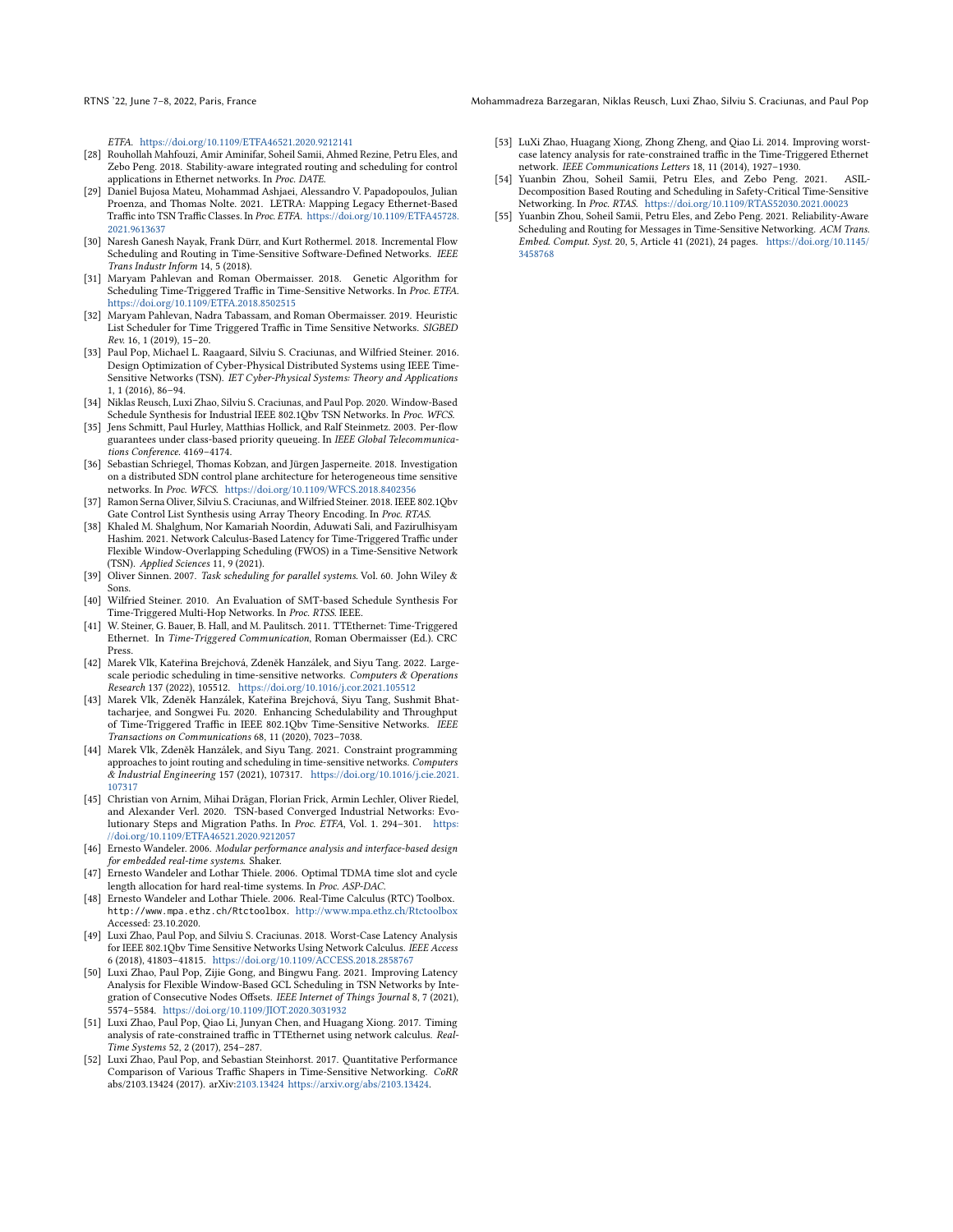ETFA. https://doi.org/10.1109/ETFA46521.2020.9212141

[28] Rouhollah Mahfouzi, Amir Aminifar, Soheil Samii, Ahmed Rezine, Petru Eles, and Zebo Peng. 2018. Stability-aware integrated routing and scheduling for control applications in Ethernet networks. In *Proc. DATE.*

[29] Daniel Bujosa Mateu, Mohammad Ashjaei, Alessandro V. Papadopoulos, Julian Proenza, and Thomas Nolte. 2021. LETRA: Mapping Legacy Ethernet-Based Traffic into TSN Traffic Classes. In *Proc. ETFA.* https://doi.org/10.1109/ETFA45728.2021.9613637

[30] Naresh Ganesh Nayak, Frank Dürr, and Kurt Rothermel. 2018. Incremental Flow Scheduling and Routing in Time-Sensitive Software-Defined Networks. *IEEE Trans Industr Inform* 14, 5 (2018).

[31] Maryam Pahlevan and Roman Obermaisser. 2018. Genetic Algorithm for Scheduling Time-Triggered Traffic in Time-Sensitive Networks. In *Proc. ETFA.* https://doi.org/10.1109/ETFA.2018.8502515

[32] Maryam Pahlevan, Nadra Tabassam, and Roman Obermaisser. 2019. Heuristic List Scheduler for Time Triggered Traffic in Time Sensitive Networks. *SIGBED Rev.* 16, 1 (2019), 15–20.

[33] Paul Pop, Michael L. Raagaard, Silviu S. Craciunas, and Wilfried Steiner. 2016. Design Optimization of Cyber-Physical Distributed Systems using IEEE Time-Sensitive Networks (TSN). *IET Cyber-Physical Systems: Theory and Applications* 1, 1 (2016), 86–94.

[34] Niklas Reusch, Luxi Zhao, Silviu S. Craciunas, and Paul Pop. 2020. Window-Based Schedule Synthesis for Industrial IEEE 802.1Qbv TSN Networks. In *Proc. WFCS.*

[35] Jens Schmitt, Paul Hurley, Matthias Hollick, and Ralf Steinmetz. 2003. Per-flow guarantees under class-based priority queueing. In *IEEE Global Telecommunications Conference.* 4169–4174.

[36] Sebastian Schriegel, Thomas Kobzan, and Jürgen Jasperneite. 2018. Investigation on a distributed SDN control plane architecture for heterogeneous time sensitive networks. In *Proc. WFCS.* https://doi.org/10.1109/WFCS.2018.8402356

[37] Ramon Serna Oliver, Silviu S. Craciunas, and Wilfried Steiner. 2018. IEEE 802.1Qbv Gate Control List Synthesis using Array Theory Encoding. In *Proc. RTAS.*

[38] Khaled M. Shalghum, Nor Kamariah Noordin, Aduwati Sali, and Fazirulhisyam Hashim. 2021. Network Calculus-Based Latency for Time-Triggered Traffic under Flexible Window-Overlapping Scheduling (FWOS) in a Time-Sensitive Network (TSN). *Applied Sciences* 11, 9 (2021).

[39] Oliver Sinnen. 2007. *Task scheduling for parallel systems.* Vol. 60. John Wiley & Sons.

[40] Wilfried Steiner. 2010. An Evaluation of SMT-based Schedule Synthesis For Time-Triggered Multi-Hop Networks. In *Proc. RTSS.* IEEE.

[41] W. Steiner, G. Bauer, B. Hall, and M. Paulitsch. 2011. TTEthernet: Time-Triggered Ethernet. In *Time-Triggered Communication*, Roman Obermaisser (Ed.). CRC Press.

[42] Marek Vlk, Kateřina Brejchová, Zdeněk Hanzálek, and Siyu Tang. 2022. Large-scale periodic scheduling in time-sensitive networks. *Computers & Operations Research* 137 (2022), 105512. https://doi.org/10.1016/j.cor.2021.105512

[43] Marek Vlk, Zdeněk Hanzálek, Kateřina Brejchová, Siyu Tang, Sushmit Bhattacharjee, and Songwei Fu. 2020. Enhancing Schedulability and Throughput of Time-Triggered Traffic in IEEE 802.1Qbv Time-Sensitive Networks. *IEEE Transactions on Communications* 68, 11 (2020), 7023–7038.

[44] Marek Vlk, Zdeněk Hanzálek, and Siyu Tang. 2021. Constraint programming approaches to joint routing and scheduling in time-sensitive networks. *Computers & Industrial Engineering* 157 (2021), 107317. https://doi.org/10.1016/j.cie.2021.107317

[45] Christian von Arnim, Mihai Drăgan, Florian Frick, Armin Lechler, Oliver Riedel, and Alexander Verl. 2020. TSN-based Converged Industrial Networks: Evolutionary Steps and Migration Paths. In *Proc. ETFA*, Vol. 1. 294–301. https://doi.org/10.1109/ETFA46521.2020.9212057

[46] Ernesto Wandeler. 2006. *Modular performance analysis and interface-based design for embedded real-time systems.* Shaker.

[47] Ernesto Wandeler and Lothar Thiele. 2006. Optimal TDMA time slot and cycle length allocation for hard real-time systems. In *Proc. ASP-DAC.*

[48] Ernesto Wandeler and Lothar Thiele. 2006. Real-Time Calculus (RTC) Toolbox. http://www.mpa.ethz.ch/Rtctoolbox. http://www.mpa.ethz.ch/Rtctoolbox Accessed: 23.10.2020.

[49] Luxi Zhao, Paul Pop, and Silviu S. Craciunas. 2018. Worst-Case Latency Analysis for IEEE 802.1Qbv Time Sensitive Networks Using Network Calculus. *IEEE Access* 6 (2018), 41803–41815. https://doi.org/10.1109/ACCESS.2018.2858767

[50] Luxi Zhao, Paul Pop, Zijie Gong, and Bingwu Fang. 2021. Improving Latency Analysis for Flexible Window-Based GCL Scheduling in TSN Networks by Integration of Consecutive Nodes Offsets. *IEEE Internet of Things Journal* 8, 7 (2021), 5574–5584. https://doi.org/10.1109/JIOT.2020.3031932

[51] Luxi Zhao, Paul Pop, Qiao Li, Junyan Chen, and Huagang Xiong. 2017. Timing analysis of rate-constrained traffic in TTEthernet using network calculus. *Real-Time Systems* 52, 2 (2017), 254–287.

[52] Luxi Zhao, Paul Pop, and Sebastian Steinhorst. 2017. Quantitative Performance Comparison of Various Traffic Shapers in Time-Sensitive Networking. *CoRR* abs/2103.13424 (2017). arXiv:2103.13424 https://arxiv.org/abs/2103.13424.

[53] LuXi Zhao, Huagang Xiong, Zhong Zheng, and Qiao Li. 2014. Improving worst-case latency analysis for rate-constrained traffic in the Time-Triggered Ethernet network. *IEEE Communications Letters* 18, 11 (2014), 1927–1930.

[54] Yuanbin Zhou, Soheil Samii, Petru Eles, and Zebo Peng. 2021. ASIL-Decomposition Based Routing and Scheduling in Safety-Critical Time-Sensitive Networking. In *Proc. RTAS.* https://doi.org/10.1109/RTAS52030.2021.00023

[55] Yuanbin Zhou, Soheil Samii, Petru Eles, and Zebo Peng. 2021. Reliability-Aware Scheduling and Routing for Messages in Time-Sensitive Networking. *ACM Trans. Embed. Comput. Syst.* 20, 5, Article 41 (2021), 24 pages. https://doi.org/10.1145/3458768